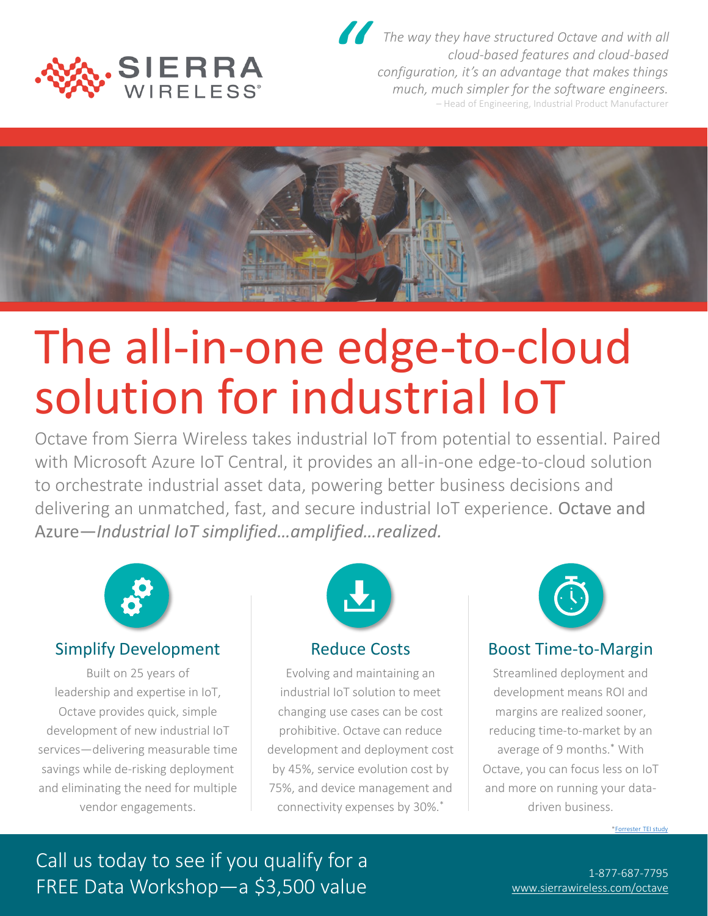SIERRA WIRELESS

> *The way they have structured Octave and with all cloud-based features and cloud-based configuration, it's an advantage that makes things much, much simpler for the software engineers.*
> – Head of Engineering, Industrial Product Manufacturer

# The all-in-one edge-to-cloud solution for industrial IoT

Octave from Sierra Wireless takes industrial IoT from potential to essential. Paired with Microsoft Azure IoT Central, it provides an all-in-one edge-to-cloud solution to orchestrate industrial asset data, powering better business decisions and delivering an unmatched, fast, and secure industrial IoT experience. Octave and Azure—*Industrial IoT simplified…amplified…realized.*

## Simplify Development

Built on 25 years of leadership and expertise in IoT, Octave provides quick, simple development of new industrial IoT services—delivering measurable time savings while de-risking deployment and eliminating the need for multiple vendor engagements.

## Reduce Costs

Evolving and maintaining an industrial IoT solution to meet changing use cases can be cost prohibitive. Octave can reduce development and deployment cost by 45%, service evolution cost by 75%, and device management and connectivity expenses by 30%.*

## Boost Time-to-Margin

Streamlined deployment and development means ROI and margins are realized sooner, reducing time-to-market by an average of 9 months.* With Octave, you can focus less on IoT and more on running your data-driven business.

*Forrester TEI study

Call us today to see if you qualify for a FREE Data Workshop—a $3,500 value

1-877-687-7795
www.sierrawireless.com/octave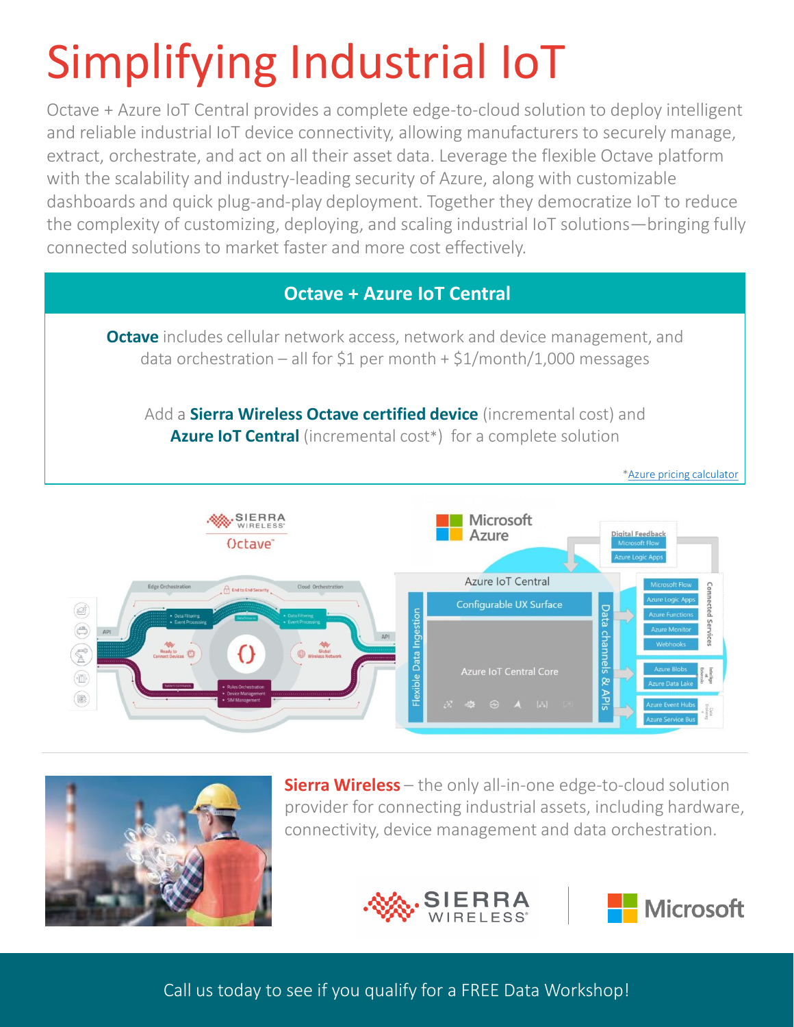# Simplifying Industrial IoT

Octave + Azure IoT Central provides a complete edge-to-cloud solution to deploy intelligent and reliable industrial IoT device connectivity, allowing manufacturers to securely manage, extract, orchestrate, and act on all their asset data. Leverage the flexible Octave platform with the scalability and industry-leading security of Azure, along with customizable dashboards and quick plug-and-play deployment. Together they democratize IoT to reduce the complexity of customizing, deploying, and scaling industrial IoT solutions—bringing fully connected solutions to market faster and more cost effectively.

## Octave + Azure IoT Central

**Octave** includes cellular network access, network and device management, and data orchestration – all for $1 per month + $1/month/1,000 messages

Add a **Sierra Wireless Octave certified device** (incremental cost) and **Azure IoT Central** (incremental cost*) for a complete solution

*Azure pricing calculator

**Sierra Wireless** – the only all-in-one edge-to-cloud solution provider for connecting industrial assets, including hardware, connectivity, device management and data orchestration.

Call us today to see if you qualify for a FREE Data Workshop!